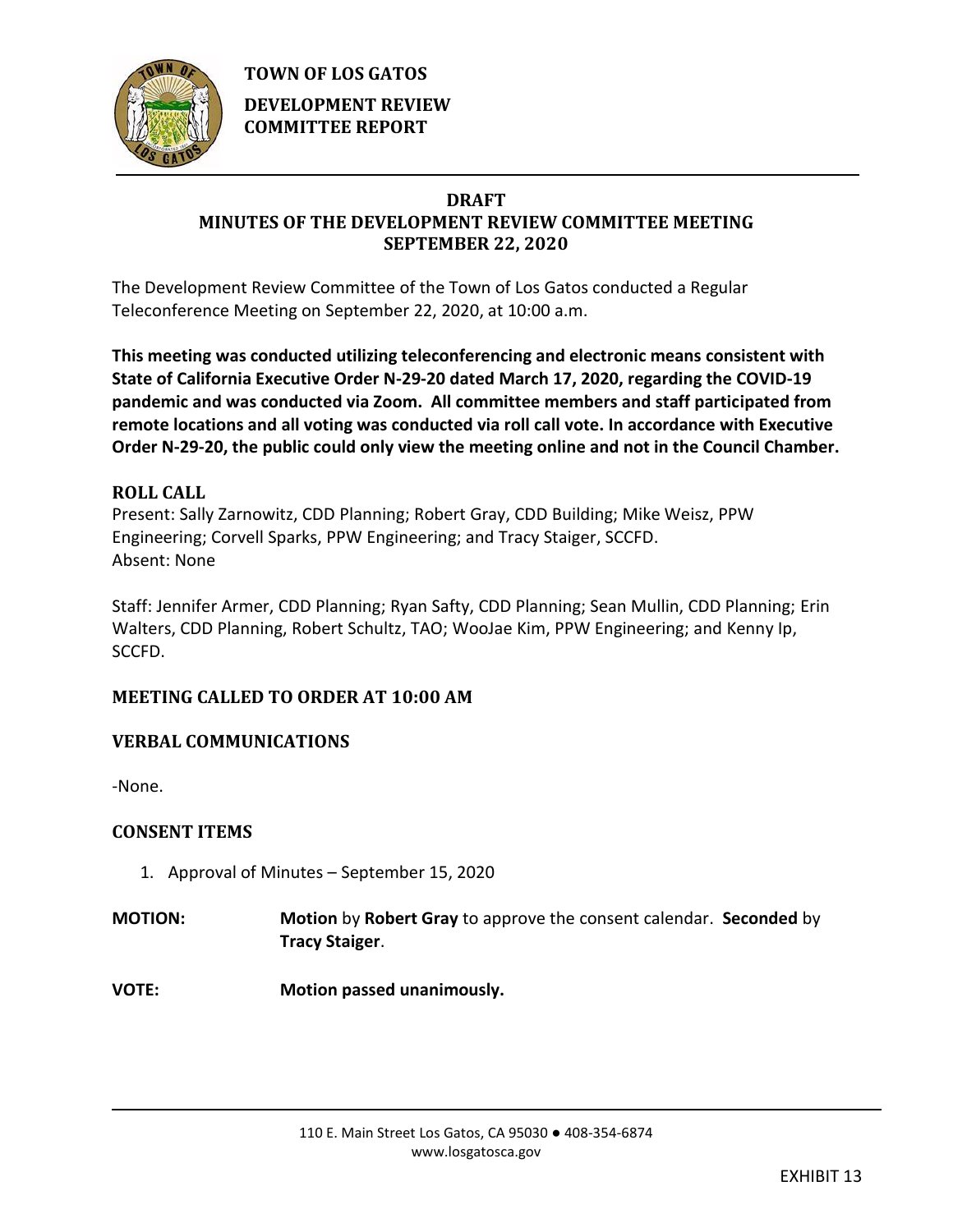**TOWN OF LOS GATOS**

**DEVELOPMENT REVIEW COMMITTEE REPORT**

**DRAFT**
**MINUTES OF THE DEVELOPMENT REVIEW COMMITTEE MEETING**
**SEPTEMBER 22, 2020**

The Development Review Committee of the Town of Los Gatos conducted a Regular Teleconference Meeting on September 22, 2020, at 10:00 a.m.

**This meeting was conducted utilizing teleconferencing and electronic means consistent with State of California Executive Order N-29-20 dated March 17, 2020, regarding the COVID-19 pandemic and was conducted via Zoom. All committee members and staff participated from remote locations and all voting was conducted via roll call vote. In accordance with Executive Order N-29-20, the public could only view the meeting online and not in the Council Chamber.**

## ROLL CALL

Present: Sally Zarnowitz, CDD Planning; Robert Gray, CDD Building; Mike Weisz, PPW Engineering; Corvell Sparks, PPW Engineering; and Tracy Staiger, SCCFD.
Absent: None

Staff: Jennifer Armer, CDD Planning; Ryan Safty, CDD Planning; Sean Mullin, CDD Planning; Erin Walters, CDD Planning, Robert Schultz, TAO; WooJae Kim, PPW Engineering; and Kenny Ip, SCCFD.

## MEETING CALLED TO ORDER AT 10:00 AM

## VERBAL COMMUNICATIONS

-None.

## CONSENT ITEMS

1. Approval of Minutes – September 15, 2020

**MOTION:** **Motion** by **Robert Gray** to approve the consent calendar. **Seconded** by **Tracy Staiger**.

**VOTE:** **Motion passed unanimously.**

110 E. Main Street Los Gatos, CA 95030 ● 408-354-6874
www.losgatosca.gov

EXHIBIT 13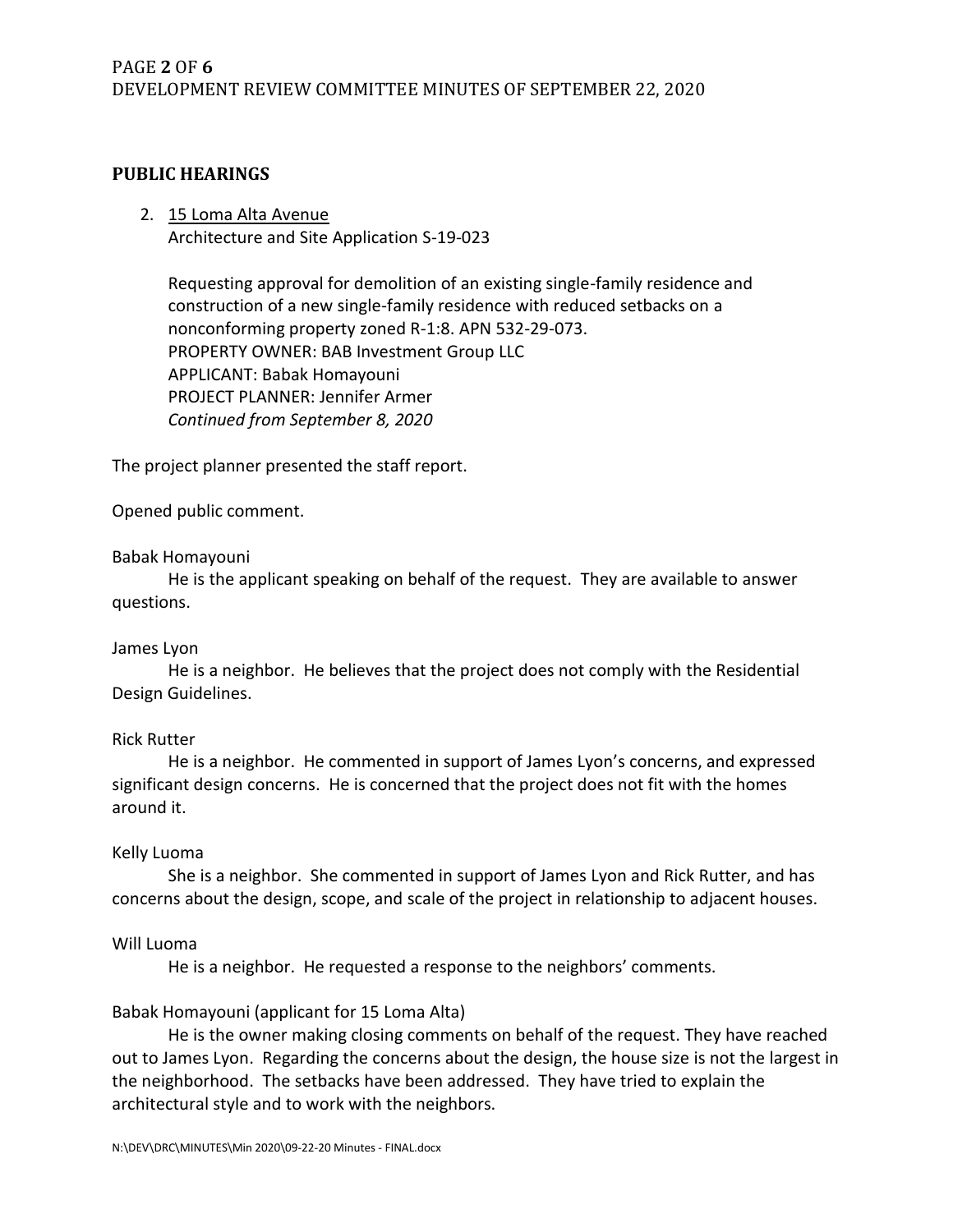## PUBLIC HEARINGS

2. 15 Loma Alta Avenue
   Architecture and Site Application S-19-023

   Requesting approval for demolition of an existing single-family residence and construction of a new single-family residence with reduced setbacks on a nonconforming property zoned R-1:8. APN 532-29-073.
   PROPERTY OWNER: BAB Investment Group LLC
   APPLICANT: Babak Homayouni
   PROJECT PLANNER: Jennifer Armer
   *Continued from September 8, 2020*

The project planner presented the staff report.

Opened public comment.

Babak Homayouni

He is the applicant speaking on behalf of the request. They are available to answer questions.

James Lyon

He is a neighbor. He believes that the project does not comply with the Residential Design Guidelines.

Rick Rutter

He is a neighbor. He commented in support of James Lyon's concerns, and expressed significant design concerns. He is concerned that the project does not fit with the homes around it.

Kelly Luoma

She is a neighbor. She commented in support of James Lyon and Rick Rutter, and has concerns about the design, scope, and scale of the project in relationship to adjacent houses.

Will Luoma

He is a neighbor. He requested a response to the neighbors' comments.

Babak Homayouni (applicant for 15 Loma Alta)

He is the owner making closing comments on behalf of the request. They have reached out to James Lyon. Regarding the concerns about the design, the house size is not the largest in the neighborhood. The setbacks have been addressed. They have tried to explain the architectural style and to work with the neighbors.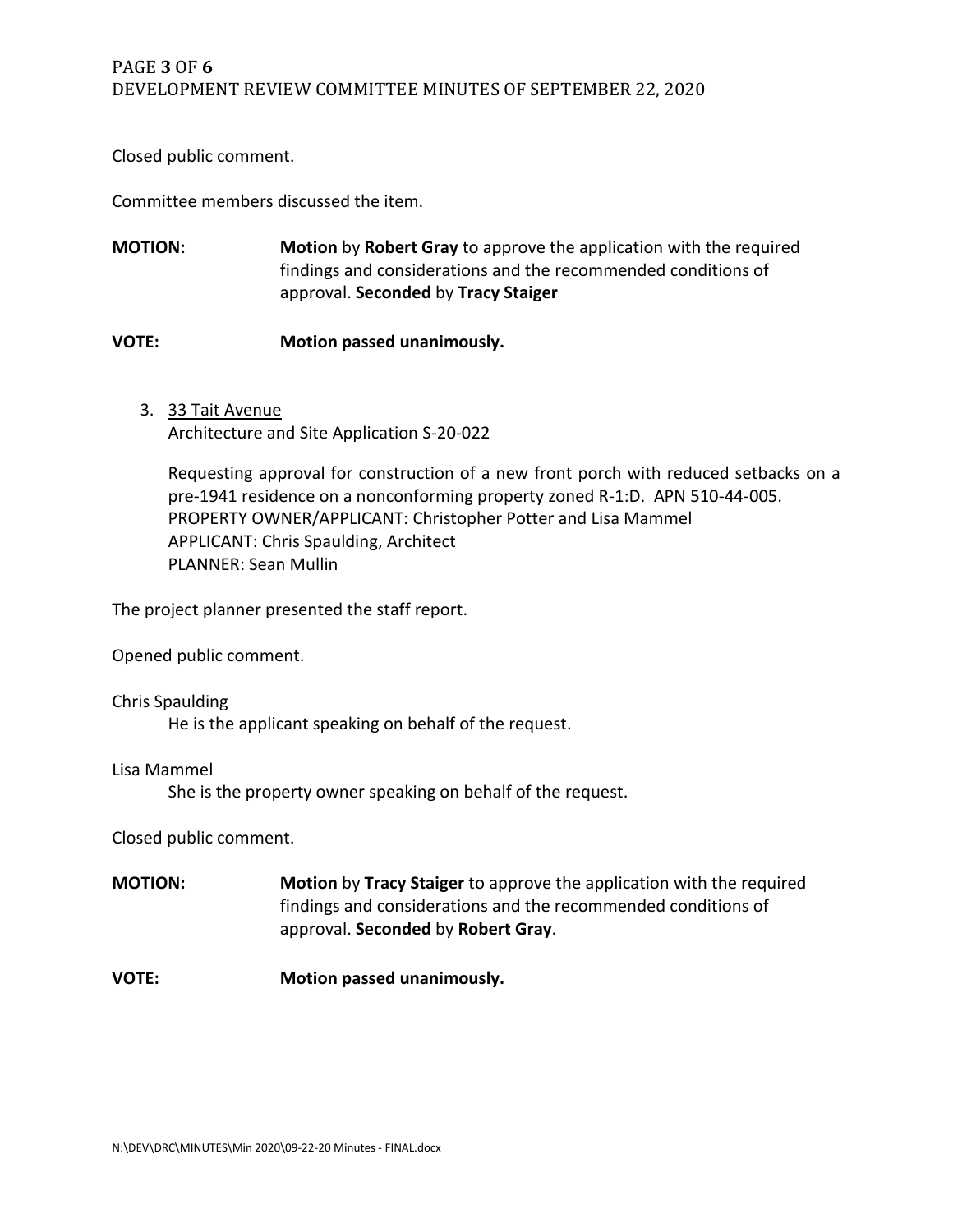Closed public comment.

Committee members discussed the item.

**MOTION:** **Motion** by **Robert Gray** to approve the application with the required findings and considerations and the recommended conditions of approval. **Seconded** by **Tracy Staiger**

**VOTE:** **Motion passed unanimously.**

3. 33 Tait Avenue
   Architecture and Site Application S-20-022

   Requesting approval for construction of a new front porch with reduced setbacks on a pre-1941 residence on a nonconforming property zoned R-1:D. APN 510-44-005.
   PROPERTY OWNER/APPLICANT: Christopher Potter and Lisa Mammel
   APPLICANT: Chris Spaulding, Architect
   PLANNER: Sean Mullin

The project planner presented the staff report.

Opened public comment.

Chris Spaulding
   He is the applicant speaking on behalf of the request.

Lisa Mammel
   She is the property owner speaking on behalf of the request.

Closed public comment.

**MOTION:** **Motion** by **Tracy Staiger** to approve the application with the required findings and considerations and the recommended conditions of approval. **Seconded** by **Robert Gray**.

**VOTE:** **Motion passed unanimously.**

N:\DEV\DRC\MINUTES\Min 2020\09-22-20 Minutes - FINAL.docx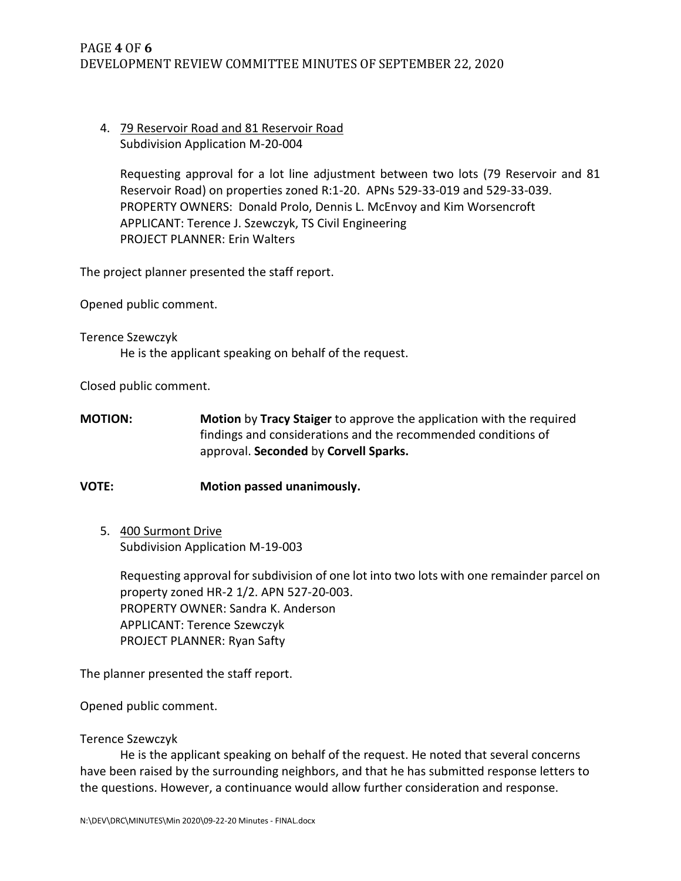4. 79 Reservoir Road and 81 Reservoir Road
   Subdivision Application M-20-004

   Requesting approval for a lot line adjustment between two lots (79 Reservoir and 81 Reservoir Road) on properties zoned R:1-20. APNs 529-33-019 and 529-33-039.
   PROPERTY OWNERS: Donald Prolo, Dennis L. McEnvoy and Kim Worsencroft
   APPLICANT: Terence J. Szewczyk, TS Civil Engineering
   PROJECT PLANNER: Erin Walters

The project planner presented the staff report.

Opened public comment.

Terence Szewczyk
    He is the applicant speaking on behalf of the request.

Closed public comment.

**MOTION:** **Motion** by **Tracy Staiger** to approve the application with the required findings and considerations and the recommended conditions of approval. **Seconded** by **Corvell Sparks.**

**VOTE:** **Motion passed unanimously.**

5. 400 Surmont Drive
   Subdivision Application M-19-003

   Requesting approval for subdivision of one lot into two lots with one remainder parcel on property zoned HR-2 1/2. APN 527-20-003.
   PROPERTY OWNER: Sandra K. Anderson
   APPLICANT: Terence Szewczyk
   PROJECT PLANNER: Ryan Safty

The planner presented the staff report.

Opened public comment.

Terence Szewczyk
    He is the applicant speaking on behalf of the request. He noted that several concerns have been raised by the surrounding neighbors, and that he has submitted response letters to the questions. However, a continuance would allow further consideration and response.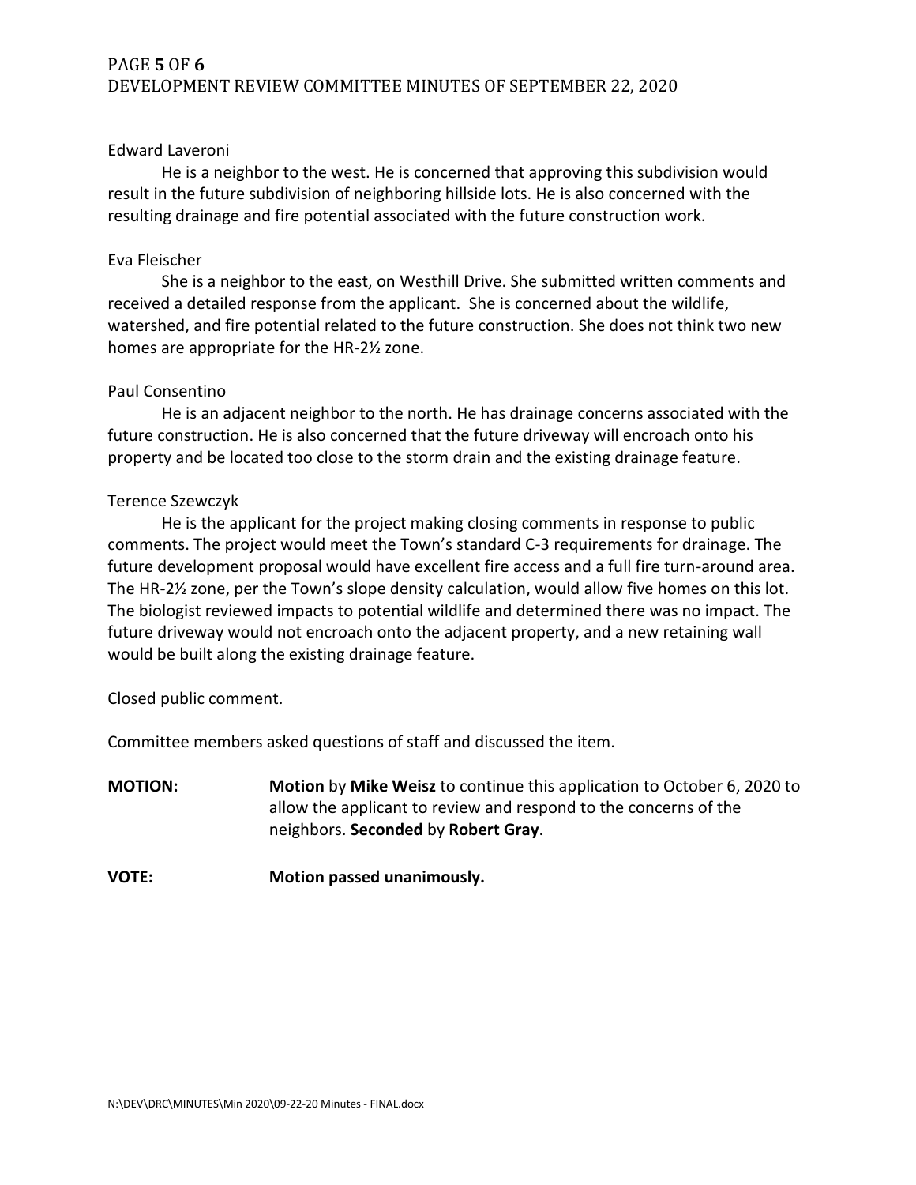Edward Laveroni

He is a neighbor to the west. He is concerned that approving this subdivision would result in the future subdivision of neighboring hillside lots. He is also concerned with the resulting drainage and fire potential associated with the future construction work.

Eva Fleischer

She is a neighbor to the east, on Westhill Drive. She submitted written comments and received a detailed response from the applicant. She is concerned about the wildlife, watershed, and fire potential related to the future construction. She does not think two new homes are appropriate for the HR-2½ zone.

Paul Consentino

He is an adjacent neighbor to the north. He has drainage concerns associated with the future construction. He is also concerned that the future driveway will encroach onto his property and be located too close to the storm drain and the existing drainage feature.

Terence Szewczyk

He is the applicant for the project making closing comments in response to public comments. The project would meet the Town's standard C-3 requirements for drainage. The future development proposal would have excellent fire access and a full fire turn-around area. The HR-2½ zone, per the Town's slope density calculation, would allow five homes on this lot. The biologist reviewed impacts to potential wildlife and determined there was no impact. The future driveway would not encroach onto the adjacent property, and a new retaining wall would be built along the existing drainage feature.

Closed public comment.

Committee members asked questions of staff and discussed the item.

**MOTION:** **Motion** by **Mike Weisz** to continue this application to October 6, 2020 to allow the applicant to review and respond to the concerns of the neighbors. **Seconded** by **Robert Gray**.

**VOTE:** **Motion passed unanimously.**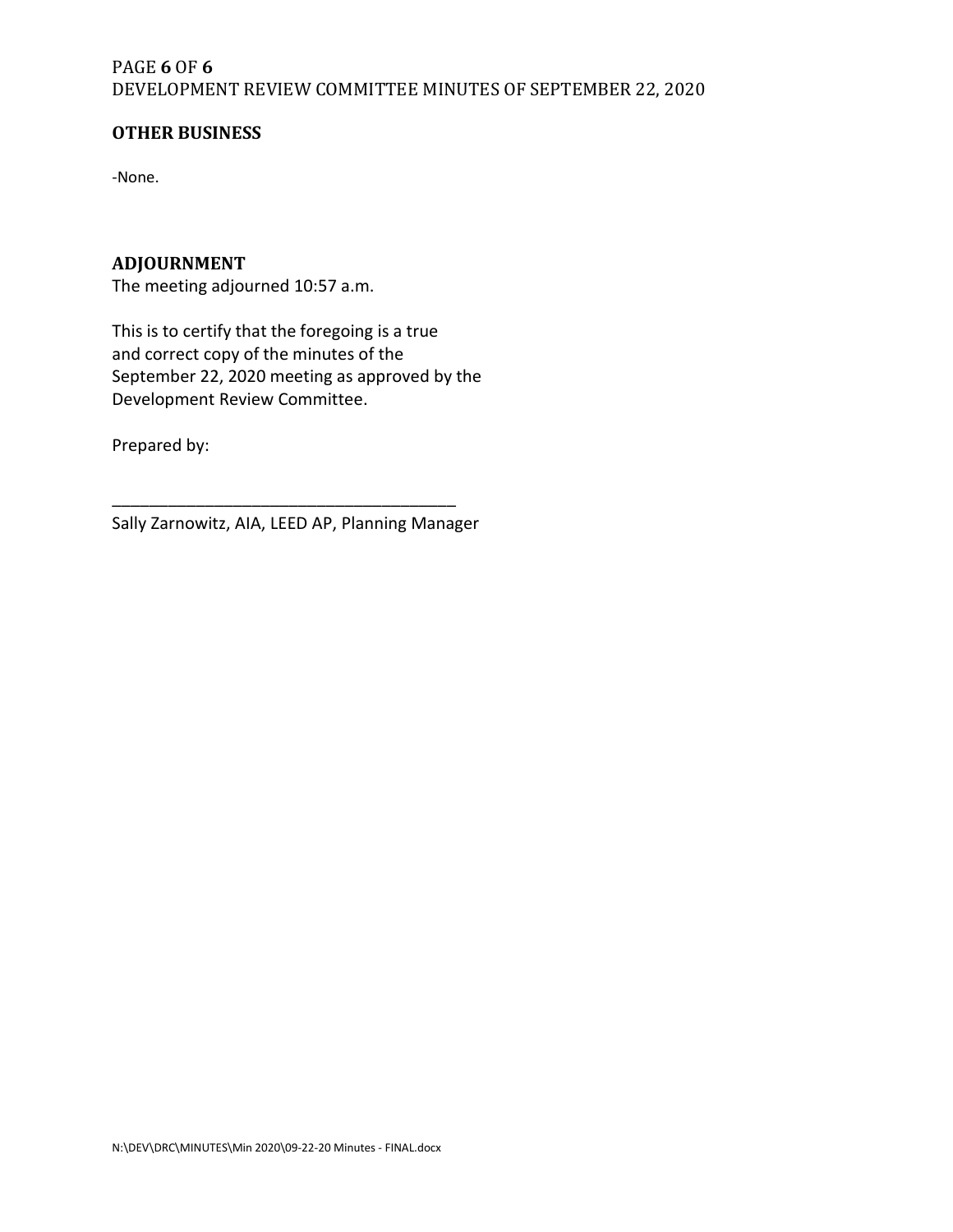## OTHER BUSINESS

-None.

## ADJOURNMENT

The meeting adjourned 10:57 a.m.

This is to certify that the foregoing is a true and correct copy of the minutes of the September 22, 2020 meeting as approved by the Development Review Committee.

Prepared by:

\_\_\_\_\_\_\_\_\_\_\_\_\_\_\_\_\_\_\_\_\_\_\_\_\_\_\_\_\_\_\_\_\_\_\_\_\_\_

Sally Zarnowitz, AIA, LEED AP, Planning Manager

N:\DEV\DRC\MINUTES\Min 2020\09-22-20 Minutes - FINAL.docx